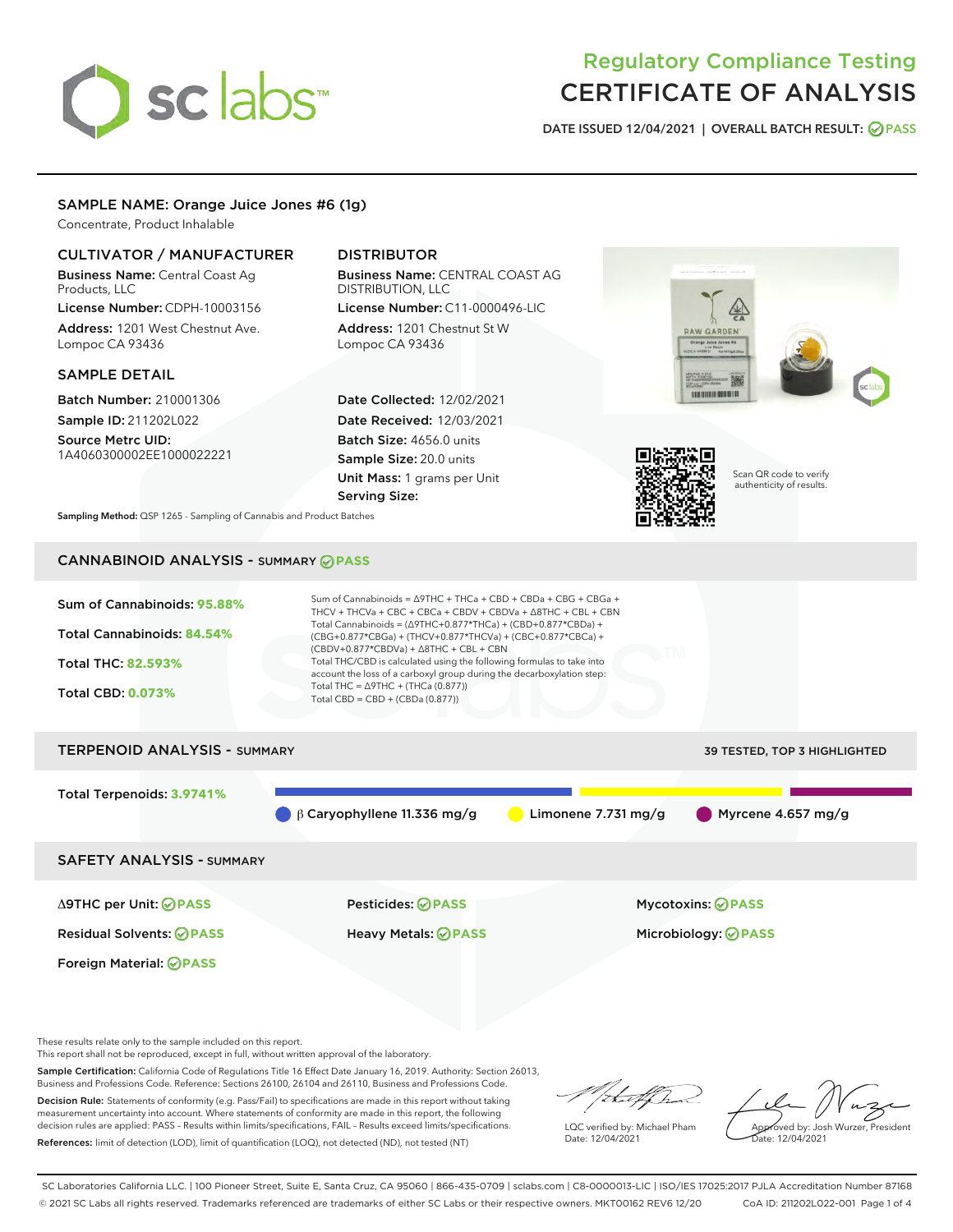# Regulatory Compliance Testing CERTIFICATE OF ANALYSIS

DATE ISSUED 12/04/2021 | OVERALL BATCH RESULT: PASS

## SAMPLE NAME: Orange Juice Jones #6 (1g)

Concentrate, Product Inhalable

### CULTIVATOR / MANUFACTURER

**Business Name:** Central Coast Ag Products, LLC

**License Number:** CDPH-10003156

**Address:** 1201 West Chestnut Ave. Lompoc CA 93436

### DISTRIBUTOR

**Business Name:** CENTRAL COAST AG DISTRIBUTION, LLC

**License Number:** C11-0000496-LIC

**Address:** 1201 Chestnut St W Lompoc CA 93436

### SAMPLE DETAIL

**Batch Number:** 210001306

**Sample ID:** 211202L022

**Source Metrc UID:** 1A4060300002EE1000022221

**Date Collected:** 12/02/2021

**Date Received:** 12/03/2021

**Batch Size:** 4656.0 units

**Sample Size:** 20.0 units

**Unit Mass:** 1 grams per Unit

**Serving Size:**

Scan QR code to verify authenticity of results.

**Sampling Method:** QSP 1265 - Sampling of Cannabis and Product Batches

## CANNABINOID ANALYSIS - SUMMARY PASS

Sum of Cannabinoids: **95.88%**

Total Cannabinoids: **84.54%**

Total THC: **82.593%**

Total CBD: **0.073%**

Sum of Cannabinoids = Δ9THC + THCa + CBD + CBDa + CBG + CBGa + THCV + THCVa + CBC + CBCa + CBDV + CBDVa + Δ8THC + CBL + CBN

Total Cannabinoids = (Δ9THC+0.877*THCa) + (CBD+0.877*CBDa) + (CBG+0.877*CBGa) + (THCV+0.877*THCVa) + (CBC+0.877*CBCa) + (CBDV+0.877*CBDVa) + Δ8THC + CBL + CBN

Total THC/CBD is calculated using the following formulas to take into account the loss of a carboxyl group during the decarboxylation step:

Total THC = Δ9THC + (THCa (0.877))

Total CBD = CBD + (CBDa (0.877))

## TERPENOID ANALYSIS - SUMMARY

39 TESTED, TOP 3 HIGHLIGHTED

Total Terpenoids: **3.9741%**

β Caryophyllene 11.336 mg/g | Limonene 7.731 mg/g | Myrcene 4.657 mg/g

## SAFETY ANALYSIS - SUMMARY

| | | |
|---|---|---|
| Δ9THC per Unit: PASS | Pesticides: PASS | Mycotoxins: PASS |
| Residual Solvents: PASS | Heavy Metals: PASS | Microbiology: PASS |
| Foreign Material: PASS | | |

These results relate only to the sample included on this report.
This report shall not be reproduced, except in full, without written approval of the laboratory.

**Sample Certification:** California Code of Regulations Title 16 Effect Date January 16, 2019. Authority: Section 26013, Business and Professions Code. Reference: Sections 26100, 26104 and 26110, Business and Professions Code.

**Decision Rule:** Statements of conformity (e.g. Pass/Fail) to specifications are made in this report without taking measurement uncertainty into account. Where statements of conformity are made in this report, the following decision rules are applied: PASS - Results within limits/specifications, FAIL - Results exceed limits/specifications.

**References:** limit of detection (LOD), limit of quantification (LOQ), not detected (ND), not tested (NT)

LQC verified by: Michael Pham
Date: 12/04/2021

Approved by: Josh Wurzer, President
Date: 12/04/2021

SC Laboratories California LLC. | 100 Pioneer Street, Suite E, Santa Cruz, CA 95060 | 866-435-0709 | sclabs.com | C8-0000013-LIC | ISO/IES 17025:2017 PJLA Accreditation Number 87168
© 2021 SC Labs all rights reserved. Trademarks referenced are trademarks of either SC Labs or their respective owners. MKT00162 REV6 12/20 CoA ID: 211202L022-001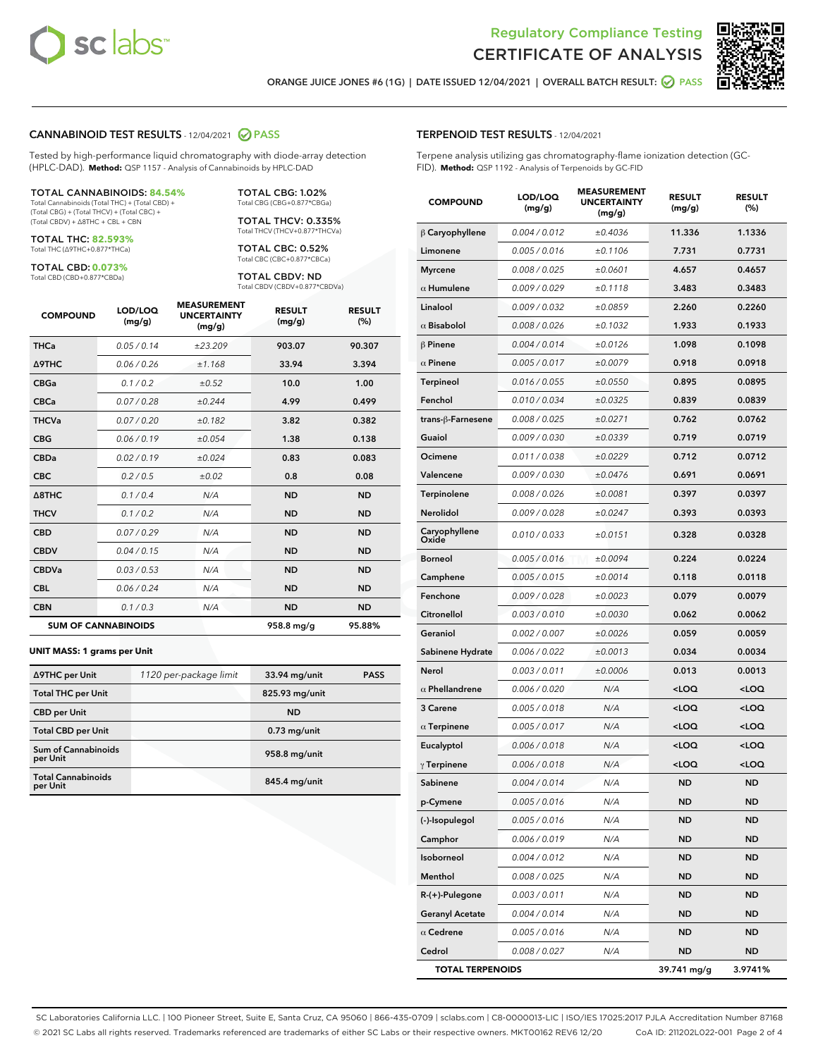Regulatory Compliance Testing
CERTIFICATE OF ANALYSIS

ORANGE JUICE JONES #6 (1G) | DATE ISSUED 12/04/2021 | OVERALL BATCH RESULT: PASS

## CANNABINOID TEST RESULTS - 12/04/2021 PASS

Tested by high-performance liquid chromatography with diode-array detection (HPLC-DAD). **Method:** QSP 1157 - Analysis of Cannabinoids by HPLC-DAD

**TOTAL CANNABINOIDS: 84.54%**
Total Cannabinoids (Total THC) + (Total CBD) + (Total CBG) + (Total THCV) + (Total CBC) + (Total CBDV) + Δ8THC + CBL + CBN

**TOTAL THC: 82.593%**
Total THC (Δ9THC+0.877*THCa)

**TOTAL CBD: 0.073%**
Total CBD (CBD+0.877*CBDa)

**TOTAL CBG: 1.02%**
Total CBG (CBG+0.877*CBGa)

**TOTAL THCV: 0.335%**
Total THCV (THCV+0.877*THCVa)

**TOTAL CBC: 0.52%**
Total CBC (CBC+0.877*CBCa)

**TOTAL CBDV: ND**
Total CBDV (CBDV+0.877*CBDVa)

| COMPOUND | LOD/LOQ (mg/g) | MEASUREMENT UNCERTAINTY (mg/g) | RESULT (mg/g) | RESULT (%) |
|---|---|---|---|---|
| THCa | 0.05 / 0.14 | ±23.209 | 903.07 | 90.307 |
| Δ9THC | 0.06 / 0.26 | ±1.168 | 33.94 | 3.394 |
| CBGa | 0.1 / 0.2 | ±0.52 | 10.0 | 1.00 |
| CBCa | 0.07 / 0.28 | ±0.244 | 4.99 | 0.499 |
| THCVa | 0.07 / 0.20 | ±0.182 | 3.82 | 0.382 |
| CBG | 0.06 / 0.19 | ±0.054 | 1.38 | 0.138 |
| CBDa | 0.02 / 0.19 | ±0.024 | 0.83 | 0.083 |
| CBC | 0.2 / 0.5 | ±0.02 | 0.8 | 0.08 |
| Δ8THC | 0.1 / 0.4 | N/A | ND | ND |
| THCV | 0.1 / 0.2 | N/A | ND | ND |
| CBD | 0.07 / 0.29 | N/A | ND | ND |
| CBDV | 0.04 / 0.15 | N/A | ND | ND |
| CBDVa | 0.03 / 0.53 | N/A | ND | ND |
| CBL | 0.06 / 0.24 | N/A | ND | ND |
| CBN | 0.1 / 0.3 | N/A | ND | ND |
| **SUM OF CANNABINOIDS** | | | **958.8 mg/g** | **95.88%** |

**UNIT MASS: 1 grams per Unit**

| | | | |
|---|---|---|---|
| Δ9THC per Unit | 1120 per-package limit | 33.94 mg/unit | PASS |
| Total THC per Unit | | 825.93 mg/unit | |
| CBD per Unit | | ND | |
| Total CBD per Unit | | 0.73 mg/unit | |
| Sum of Cannabinoids per Unit | | 958.8 mg/unit | |
| Total Cannabinoids per Unit | | 845.4 mg/unit | |

## TERPENOID TEST RESULTS - 12/04/2021

Terpene analysis utilizing gas chromatography-flame ionization detection (GC-FID). **Method:** QSP 1192 - Analysis of Terpenoids by GC-FID

| COMPOUND | LOD/LOQ (mg/g) | MEASUREMENT UNCERTAINTY (mg/g) | RESULT (mg/g) | RESULT (%) |
|---|---|---|---|---|
| β Caryophyllene | 0.004 / 0.012 | ±0.4036 | 11.336 | 1.1336 |
| Limonene | 0.005 / 0.016 | ±0.1106 | 7.731 | 0.7731 |
| Myrcene | 0.008 / 0.025 | ±0.0601 | 4.657 | 0.4657 |
| α Humulene | 0.009 / 0.029 | ±0.1118 | 3.483 | 0.3483 |
| Linalool | 0.009 / 0.032 | ±0.0859 | 2.260 | 0.2260 |
| α Bisabolol | 0.008 / 0.026 | ±0.1032 | 1.933 | 0.1933 |
| β Pinene | 0.004 / 0.014 | ±0.0126 | 1.098 | 0.1098 |
| α Pinene | 0.005 / 0.017 | ±0.0079 | 0.918 | 0.0918 |
| Terpineol | 0.016 / 0.055 | ±0.0550 | 0.895 | 0.0895 |
| Fenchol | 0.010 / 0.034 | ±0.0325 | 0.839 | 0.0839 |
| trans-β-Farnesene | 0.008 / 0.025 | ±0.0271 | 0.762 | 0.0762 |
| Guaiol | 0.009 / 0.030 | ±0.0339 | 0.719 | 0.0719 |
| Ocimene | 0.011 / 0.038 | ±0.0229 | 0.712 | 0.0712 |
| Valencene | 0.009 / 0.030 | ±0.0476 | 0.691 | 0.0691 |
| Terpinolene | 0.008 / 0.026 | ±0.0081 | 0.397 | 0.0397 |
| Nerolidol | 0.009 / 0.028 | ±0.0247 | 0.393 | 0.0393 |
| Caryophyllene Oxide | 0.010 / 0.033 | ±0.0151 | 0.328 | 0.0328 |
| Borneol | 0.005 / 0.016 | ±0.0094 | 0.224 | 0.0224 |
| Camphene | 0.005 / 0.015 | ±0.0014 | 0.118 | 0.0118 |
| Fenchone | 0.009 / 0.028 | ±0.0023 | 0.079 | 0.0079 |
| Citronellol | 0.003 / 0.010 | ±0.0030 | 0.062 | 0.0062 |
| Geraniol | 0.002 / 0.007 | ±0.0026 | 0.059 | 0.0059 |
| Sabinene Hydrate | 0.006 / 0.022 | ±0.0013 | 0.034 | 0.0034 |
| Nerol | 0.003 / 0.011 | ±0.0006 | 0.013 | 0.0013 |
| α Phellandrene | 0.006 / 0.020 | N/A | <LOQ | <LOQ |
| 3 Carene | 0.005 / 0.018 | N/A | <LOQ | <LOQ |
| α Terpinene | 0.005 / 0.017 | N/A | <LOQ | <LOQ |
| Eucalyptol | 0.006 / 0.018 | N/A | <LOQ | <LOQ |
| γ Terpinene | 0.006 / 0.018 | N/A | <LOQ | <LOQ |
| Sabinene | 0.004 / 0.014 | N/A | ND | ND |
| p-Cymene | 0.005 / 0.016 | N/A | ND | ND |
| (-)-Isopulegol | 0.005 / 0.016 | N/A | ND | ND |
| Camphor | 0.006 / 0.019 | N/A | ND | ND |
| Isoborneol | 0.004 / 0.012 | N/A | ND | ND |
| Menthol | 0.008 / 0.025 | N/A | ND | ND |
| R-(+)-Pulegone | 0.003 / 0.011 | N/A | ND | ND |
| Geranyl Acetate | 0.004 / 0.014 | N/A | ND | ND |
| α Cedrene | 0.005 / 0.016 | N/A | ND | ND |
| Cedrol | 0.008 / 0.027 | N/A | ND | ND |
| **TOTAL TERPENOIDS** | | | **39.741 mg/g** | **3.9741%** |

SC Laboratories California LLC. | 100 Pioneer Street, Suite E, Santa Cruz, CA 95060 | 866-435-0709 | sclabs.com | C8-0000013-LIC | ISO/IES 17025:2017 PJLA Accreditation Number 87168
© 2021 SC Labs all rights reserved. Trademarks referenced are trademarks of either SC Labs or their respective owners. MKT00162 REV6 12/20 CoA ID: 211202L022-001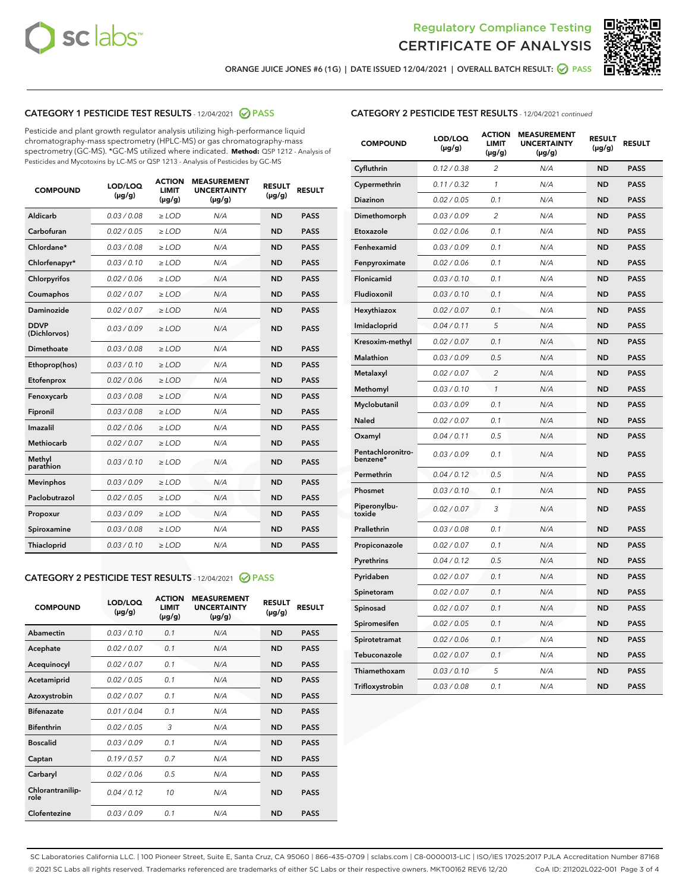Regulatory Compliance Testing
CERTIFICATE OF ANALYSIS

ORANGE JUICE JONES #6 (1G) | DATE ISSUED 12/04/2021 | OVERALL BATCH RESULT: PASS

## CATEGORY 1 PESTICIDE TEST RESULTS - 12/04/2021 PASS

Pesticide and plant growth regulator analysis utilizing high-performance liquid chromatography-mass spectrometry (HPLC-MS) or gas chromatography-mass spectrometry (GC-MS). *GC-MS utilized where indicated. **Method:** QSP 1212 - Analysis of Pesticides and Mycotoxins by LC-MS or QSP 1213 - Analysis of Pesticides by GC-MS

| COMPOUND | LOD/LOQ (µg/g) | ACTION LIMIT (µg/g) | MEASUREMENT UNCERTAINTY (µg/g) | RESULT (µg/g) | RESULT |
|---|---|---|---|---|---|
| Aldicarb | 0.03 / 0.08 | ≥ LOD | N/A | ND | PASS |
| Carbofuran | 0.02 / 0.05 | ≥ LOD | N/A | ND | PASS |
| Chlordane* | 0.03 / 0.08 | ≥ LOD | N/A | ND | PASS |
| Chlorfenapyr* | 0.03 / 0.10 | ≥ LOD | N/A | ND | PASS |
| Chlorpyrifos | 0.02 / 0.06 | ≥ LOD | N/A | ND | PASS |
| Coumaphos | 0.02 / 0.07 | ≥ LOD | N/A | ND | PASS |
| Daminozide | 0.02 / 0.07 | ≥ LOD | N/A | ND | PASS |
| DDVP (Dichlorvos) | 0.03 / 0.09 | ≥ LOD | N/A | ND | PASS |
| Dimethoate | 0.03 / 0.08 | ≥ LOD | N/A | ND | PASS |
| Ethoprop(hos) | 0.03 / 0.10 | ≥ LOD | N/A | ND | PASS |
| Etofenprox | 0.02 / 0.06 | ≥ LOD | N/A | ND | PASS |
| Fenoxycarb | 0.03 / 0.08 | ≥ LOD | N/A | ND | PASS |
| Fipronil | 0.03 / 0.08 | ≥ LOD | N/A | ND | PASS |
| Imazalil | 0.02 / 0.06 | ≥ LOD | N/A | ND | PASS |
| Methiocarb | 0.02 / 0.07 | ≥ LOD | N/A | ND | PASS |
| Methyl parathion | 0.03 / 0.10 | ≥ LOD | N/A | ND | PASS |
| Mevinphos | 0.03 / 0.09 | ≥ LOD | N/A | ND | PASS |
| Paclobutrazol | 0.02 / 0.05 | ≥ LOD | N/A | ND | PASS |
| Propoxur | 0.03 / 0.09 | ≥ LOD | N/A | ND | PASS |
| Spiroxamine | 0.03 / 0.08 | ≥ LOD | N/A | ND | PASS |
| Thiacloprid | 0.03 / 0.10 | ≥ LOD | N/A | ND | PASS |

## CATEGORY 2 PESTICIDE TEST RESULTS - 12/04/2021 PASS

| COMPOUND | LOD/LOQ (µg/g) | ACTION LIMIT (µg/g) | MEASUREMENT UNCERTAINTY (µg/g) | RESULT (µg/g) | RESULT |
|---|---|---|---|---|---|
| Abamectin | 0.03 / 0.10 | 0.1 | N/A | ND | PASS |
| Acephate | 0.02 / 0.07 | 0.1 | N/A | ND | PASS |
| Acequinocyl | 0.02 / 0.07 | 0.1 | N/A | ND | PASS |
| Acetamiprid | 0.02 / 0.05 | 0.1 | N/A | ND | PASS |
| Azoxystrobin | 0.02 / 0.07 | 0.1 | N/A | ND | PASS |
| Bifenazate | 0.01 / 0.04 | 0.1 | N/A | ND | PASS |
| Bifenthrin | 0.02 / 0.05 | 3 | N/A | ND | PASS |
| Boscalid | 0.03 / 0.09 | 0.1 | N/A | ND | PASS |
| Captan | 0.19 / 0.57 | 0.7 | N/A | ND | PASS |
| Carbaryl | 0.02 / 0.06 | 0.5 | N/A | ND | PASS |
| Chlorantraniliprole | 0.04 / 0.12 | 10 | N/A | ND | PASS |
| Clofentezine | 0.03 / 0.09 | 0.1 | N/A | ND | PASS |
| Cyfluthrin | 0.12 / 0.38 | 2 | N/A | ND | PASS |
| Cypermethrin | 0.11 / 0.32 | 1 | N/A | ND | PASS |
| Diazinon | 0.02 / 0.05 | 0.1 | N/A | ND | PASS |
| Dimethomorph | 0.03 / 0.09 | 2 | N/A | ND | PASS |
| Etoxazole | 0.02 / 0.06 | 0.1 | N/A | ND | PASS |
| Fenhexamid | 0.03 / 0.09 | 0.1 | N/A | ND | PASS |
| Fenpyroximate | 0.02 / 0.06 | 0.1 | N/A | ND | PASS |
| Flonicamid | 0.03 / 0.10 | 0.1 | N/A | ND | PASS |
| Fludioxonil | 0.03 / 0.10 | 0.1 | N/A | ND | PASS |
| Hexythiazox | 0.02 / 0.07 | 0.1 | N/A | ND | PASS |
| Imidacloprid | 0.04 / 0.11 | 5 | N/A | ND | PASS |
| Kresoxim-methyl | 0.02 / 0.07 | 0.1 | N/A | ND | PASS |
| Malathion | 0.03 / 0.09 | 0.5 | N/A | ND | PASS |
| Metalaxyl | 0.02 / 0.07 | 2 | N/A | ND | PASS |
| Methomyl | 0.03 / 0.10 | 1 | N/A | ND | PASS |
| Myclobutanil | 0.03 / 0.09 | 0.1 | N/A | ND | PASS |
| Naled | 0.02 / 0.07 | 0.1 | N/A | ND | PASS |
| Oxamyl | 0.04 / 0.11 | 0.5 | N/A | ND | PASS |
| Pentachloronitrobenzene* | 0.03 / 0.09 | 0.1 | N/A | ND | PASS |
| Permethrin | 0.04 / 0.12 | 0.5 | N/A | ND | PASS |
| Phosmet | 0.03 / 0.10 | 0.1 | N/A | ND | PASS |
| Piperonylbutoxide | 0.02 / 0.07 | 3 | N/A | ND | PASS |
| Prallethrin | 0.03 / 0.08 | 0.1 | N/A | ND | PASS |
| Propiconazole | 0.02 / 0.07 | 0.1 | N/A | ND | PASS |
| Pyrethrins | 0.04 / 0.12 | 0.5 | N/A | ND | PASS |
| Pyridaben | 0.02 / 0.07 | 0.1 | N/A | ND | PASS |
| Spinetoram | 0.02 / 0.07 | 0.1 | N/A | ND | PASS |
| Spinosad | 0.02 / 0.07 | 0.1 | N/A | ND | PASS |
| Spiromesifen | 0.02 / 0.05 | 0.1 | N/A | ND | PASS |
| Spirotetramat | 0.02 / 0.06 | 0.1 | N/A | ND | PASS |
| Tebuconazole | 0.02 / 0.07 | 0.1 | N/A | ND | PASS |
| Thiamethoxam | 0.03 / 0.10 | 5 | N/A | ND | PASS |
| Trifloxystrobin | 0.03 / 0.08 | 0.1 | N/A | ND | PASS |

SC Laboratories California LLC. | 100 Pioneer Street, Suite E, Santa Cruz, CA 95060 | 866-435-0709 | sclabs.com | C8-0000013-LIC | ISO/IES 17025:2017 PJLA Accreditation Number 87168
© 2021 SC Labs all rights reserved. Trademarks referenced are trademarks of either SC Labs or their respective owners. MKT00162 REV6 12/20 CoA ID: 211202L022-001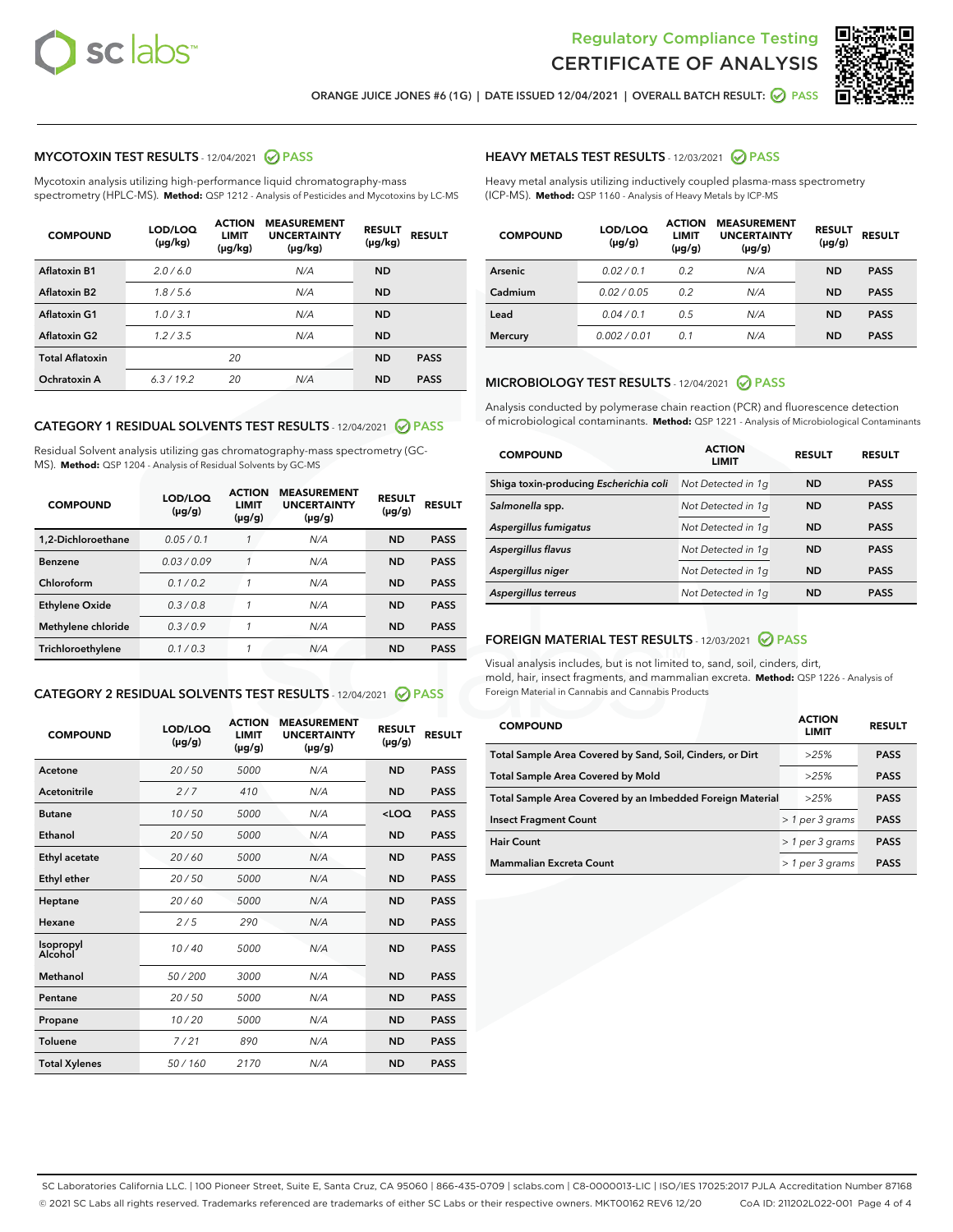Regulatory Compliance Testing

# CERTIFICATE OF ANALYSIS

ORANGE JUICE JONES #6 (1G) | DATE ISSUED 12/04/2021 | OVERALL BATCH RESULT: PASS

## MYCOTOXIN TEST RESULTS - 12/04/2021 PASS

Mycotoxin analysis utilizing high-performance liquid chromatography-mass spectrometry (HPLC-MS). **Method:** QSP 1212 - Analysis of Pesticides and Mycotoxins by LC-MS

| COMPOUND | LOD/LOQ (μg/kg) | ACTION LIMIT (μg/kg) | MEASUREMENT UNCERTAINTY (μg/kg) | RESULT (μg/kg) | RESULT |
|---|---|---|---|---|---|
| Aflatoxin B1 | 2.0 / 6.0 | | N/A | ND | |
| Aflatoxin B2 | 1.8 / 5.6 | | N/A | ND | |
| Aflatoxin G1 | 1.0 / 3.1 | | N/A | ND | |
| Aflatoxin G2 | 1.2 / 3.5 | | N/A | ND | |
| Total Aflatoxin | | 20 | | ND | PASS |
| Ochratoxin A | 6.3 / 19.2 | 20 | N/A | ND | PASS |

## CATEGORY 1 RESIDUAL SOLVENTS TEST RESULTS - 12/04/2021 PASS

Residual Solvent analysis utilizing gas chromatography-mass spectrometry (GC-MS). **Method:** QSP 1204 - Analysis of Residual Solvents by GC-MS

| COMPOUND | LOD/LOQ (μg/g) | ACTION LIMIT (μg/g) | MEASUREMENT UNCERTAINTY (μg/g) | RESULT (μg/g) | RESULT |
|---|---|---|---|---|---|
| 1,2-Dichloroethane | 0.05 / 0.1 | 1 | N/A | ND | PASS |
| Benzene | 0.03 / 0.09 | 1 | N/A | ND | PASS |
| Chloroform | 0.1 / 0.2 | 1 | N/A | ND | PASS |
| Ethylene Oxide | 0.3 / 0.8 | 1 | N/A | ND | PASS |
| Methylene chloride | 0.3 / 0.9 | 1 | N/A | ND | PASS |
| Trichloroethylene | 0.1 / 0.3 | 1 | N/A | ND | PASS |

## CATEGORY 2 RESIDUAL SOLVENTS TEST RESULTS - 12/04/2021 PASS

| COMPOUND | LOD/LOQ (μg/g) | ACTION LIMIT (μg/g) | MEASUREMENT UNCERTAINTY (μg/g) | RESULT (μg/g) | RESULT |
|---|---|---|---|---|---|
| Acetone | 20 / 50 | 5000 | N/A | ND | PASS |
| Acetonitrile | 2 / 7 | 410 | N/A | ND | PASS |
| Butane | 10 / 50 | 5000 | N/A | <LOQ | PASS |
| Ethanol | 20 / 50 | 5000 | N/A | ND | PASS |
| Ethyl acetate | 20 / 60 | 5000 | N/A | ND | PASS |
| Ethyl ether | 20 / 50 | 5000 | N/A | ND | PASS |
| Heptane | 20 / 60 | 5000 | N/A | ND | PASS |
| Hexane | 2 / 5 | 290 | N/A | ND | PASS |
| Isopropyl Alcohol | 10 / 40 | 5000 | N/A | ND | PASS |
| Methanol | 50 / 200 | 3000 | N/A | ND | PASS |
| Pentane | 20 / 50 | 5000 | N/A | ND | PASS |
| Propane | 10 / 20 | 5000 | N/A | ND | PASS |
| Toluene | 7 / 21 | 890 | N/A | ND | PASS |
| Total Xylenes | 50 / 160 | 2170 | N/A | ND | PASS |

## HEAVY METALS TEST RESULTS - 12/03/2021 PASS

Heavy metal analysis utilizing inductively coupled plasma-mass spectrometry (ICP-MS). **Method:** QSP 1160 - Analysis of Heavy Metals by ICP-MS

| COMPOUND | LOD/LOQ (μg/g) | ACTION LIMIT (μg/g) | MEASUREMENT UNCERTAINTY (μg/g) | RESULT (μg/g) | RESULT |
|---|---|---|---|---|---|
| Arsenic | 0.02 / 0.1 | 0.2 | N/A | ND | PASS |
| Cadmium | 0.02 / 0.05 | 0.2 | N/A | ND | PASS |
| Lead | 0.04 / 0.1 | 0.5 | N/A | ND | PASS |
| Mercury | 0.002 / 0.01 | 0.1 | N/A | ND | PASS |

## MICROBIOLOGY TEST RESULTS - 12/04/2021 PASS

Analysis conducted by polymerase chain reaction (PCR) and fluorescence detection of microbiological contaminants. **Method:** QSP 1221 - Analysis of Microbiological Contaminants

| COMPOUND | ACTION LIMIT | RESULT | RESULT |
|---|---|---|---|
| Shiga toxin-producing *Escherichia coli* | Not Detected in 1g | ND | PASS |
| *Salmonella* spp. | Not Detected in 1g | ND | PASS |
| *Aspergillus fumigatus* | Not Detected in 1g | ND | PASS |
| *Aspergillus flavus* | Not Detected in 1g | ND | PASS |
| *Aspergillus niger* | Not Detected in 1g | ND | PASS |
| *Aspergillus terreus* | Not Detected in 1g | ND | PASS |

## FOREIGN MATERIAL TEST RESULTS - 12/03/2021 PASS

Visual analysis includes, but is not limited to, sand, soil, cinders, dirt, mold, hair, insect fragments, and mammalian excreta. **Method:** QSP 1226 - Analysis of Foreign Material in Cannabis and Cannabis Products

| COMPOUND | ACTION LIMIT | RESULT |
|---|---|---|
| Total Sample Area Covered by Sand, Soil, Cinders, or Dirt | >25% | PASS |
| Total Sample Area Covered by Mold | >25% | PASS |
| Total Sample Area Covered by an Imbedded Foreign Material | >25% | PASS |
| Insect Fragment Count | > 1 per 3 grams | PASS |
| Hair Count | > 1 per 3 grams | PASS |
| Mammalian Excreta Count | > 1 per 3 grams | PASS |

SC Laboratories California LLC. | 100 Pioneer Street, Suite E, Santa Cruz, CA 95060 | 866-435-0709 | sclabs.com | C8-0000013-LIC | ISO/IES 17025:2017 PJLA Accreditation Number 87168
© 2021 SC Labs all rights reserved. Trademarks referenced are trademarks of either SC Labs or their respective owners. MKT00162 REV6 12/20 CoA ID: 211202L022-001